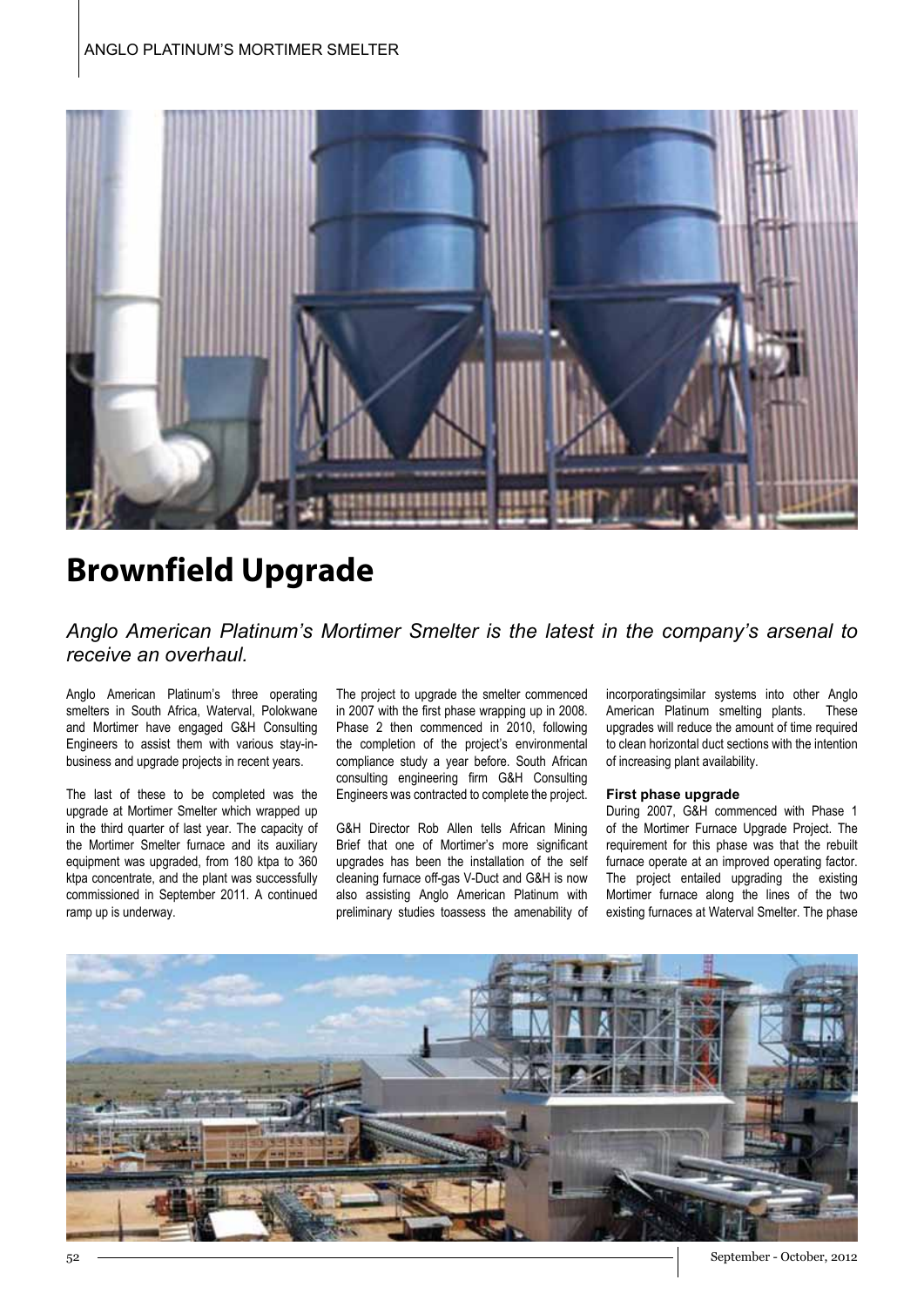# Brownfield Upgrade

*Anglo American Platinum's Mortimer Smelter is the latest in the company's arsenal to receive an overhaul.*

Anglo American Platinum's three operating smelters in South Africa, Waterval, Polokwane and Mortimer have engaged G&H Consulting Engineers to assist them with various stay-in-business and upgrade projects in recent years.

The last of these to be completed was the upgrade at Mortimer Smelter which wrapped up in the third quarter of last year. The capacity of the Mortimer Smelter furnace and its auxiliary equipment was upgraded, from 180 ktpa to 360 ktpa concentrate, and the plant was successfully commissioned in September 2011. A continued ramp up is underway.

The project to upgrade the smelter commenced in 2007 with the first phase wrapping up in 2008. Phase 2 then commenced in 2010, following the completion of the project's environmental compliance study a year before. South African consulting engineering firm G&H Consulting Engineers was contracted to complete the project.

G&H Director Rob Allen tells African Mining Brief that one of Mortimer's more significant upgrades has been the installation of the self cleaning furnace off-gas V-Duct and G&H is now also assisting Anglo American Platinum with preliminary studies toassess the amenability of incorporatingsimilar systems into other Anglo American Platinum smelting plants. These upgrades will reduce the amount of time required to clean horizontal duct sections with the intention of increasing plant availability.

### First phase upgrade

During 2007, G&H commenced with Phase 1 of the Mortimer Furnace Upgrade Project. The requirement for this phase was that the rebuilt furnace operate at an improved operating factor. The project entailed upgrading the existing Mortimer furnace along the lines of the two existing furnaces at Waterval Smelter. The phase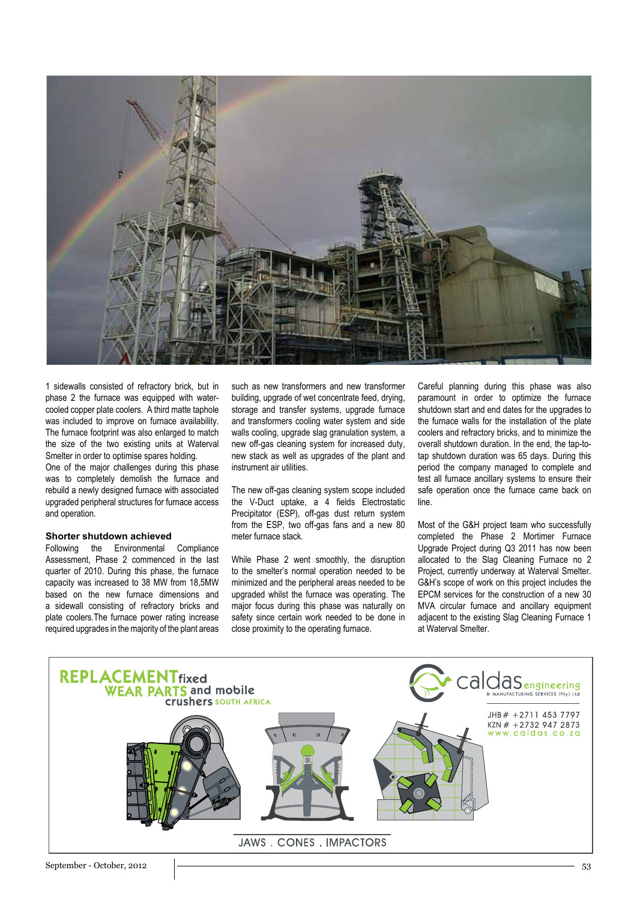1 sidewalls consisted of refractory brick, but in phase 2 the furnace was equipped with water-cooled copper plate coolers. A third matte taphole was included to improve on furnace availability. The furnace footprint was also enlarged to match the size of the two existing units at Waterval Smelter in order to optimise spares holding.

One of the major challenges during this phase was to completely demolish the furnace and rebuild a newly designed furnace with associated upgraded peripheral structures for furnace access and operation.

### Shorter shutdown achieved

Following the Environmental Compliance Assessment, Phase 2 commenced in the last quarter of 2010. During this phase, the furnace capacity was increased to 38 MW from 18,5MW based on the new furnace dimensions and a sidewall consisting of refractory bricks and plate coolers.The furnace power rating increase required upgrades in the majority of the plant areas such as new transformers and new transformer building, upgrade of wet concentrate feed, drying, storage and transfer systems, upgrade furnace and transformers cooling water system and side walls cooling, upgrade slag granulation system, a new off-gas cleaning system for increased duty, new stack as well as upgrades of the plant and instrument air utilities.

The new off-gas cleaning system scope included the V-Duct uptake, a 4 fields Electrostatic Precipitator (ESP), off-gas dust return system from the ESP, two off-gas fans and a new 80 meter furnace stack.

While Phase 2 went smoothly, the disruption to the smelter's normal operation needed to be minimized and the peripheral areas needed to be upgraded whilst the furnace was operating. The major focus during this phase was naturally on safety since certain work needed to be done in close proximity to the operating furnace.

Careful planning during this phase was also paramount in order to optimize the furnace shutdown start and end dates for the upgrades to the furnace walls for the installation of the plate coolers and refractory bricks, and to minimize the overall shutdown duration. In the end, the tap-to-tap shutdown duration was 65 days. During this period the company managed to complete and test all furnace ancillary systems to ensure their safe operation once the furnace came back on line.

Most of the G&H project team who successfully completed the Phase 2 Mortimer Furnace Upgrade Project during Q3 2011 has now been allocated to the Slag Cleaning Furnace no 2 Project, currently underway at Waterval Smelter. G&H's scope of work on this project includes the EPCM services for the construction of a new 30 MVA circular furnace and ancillary equipment adjacent to the existing Slag Cleaning Furnace 1 at Waterval Smelter.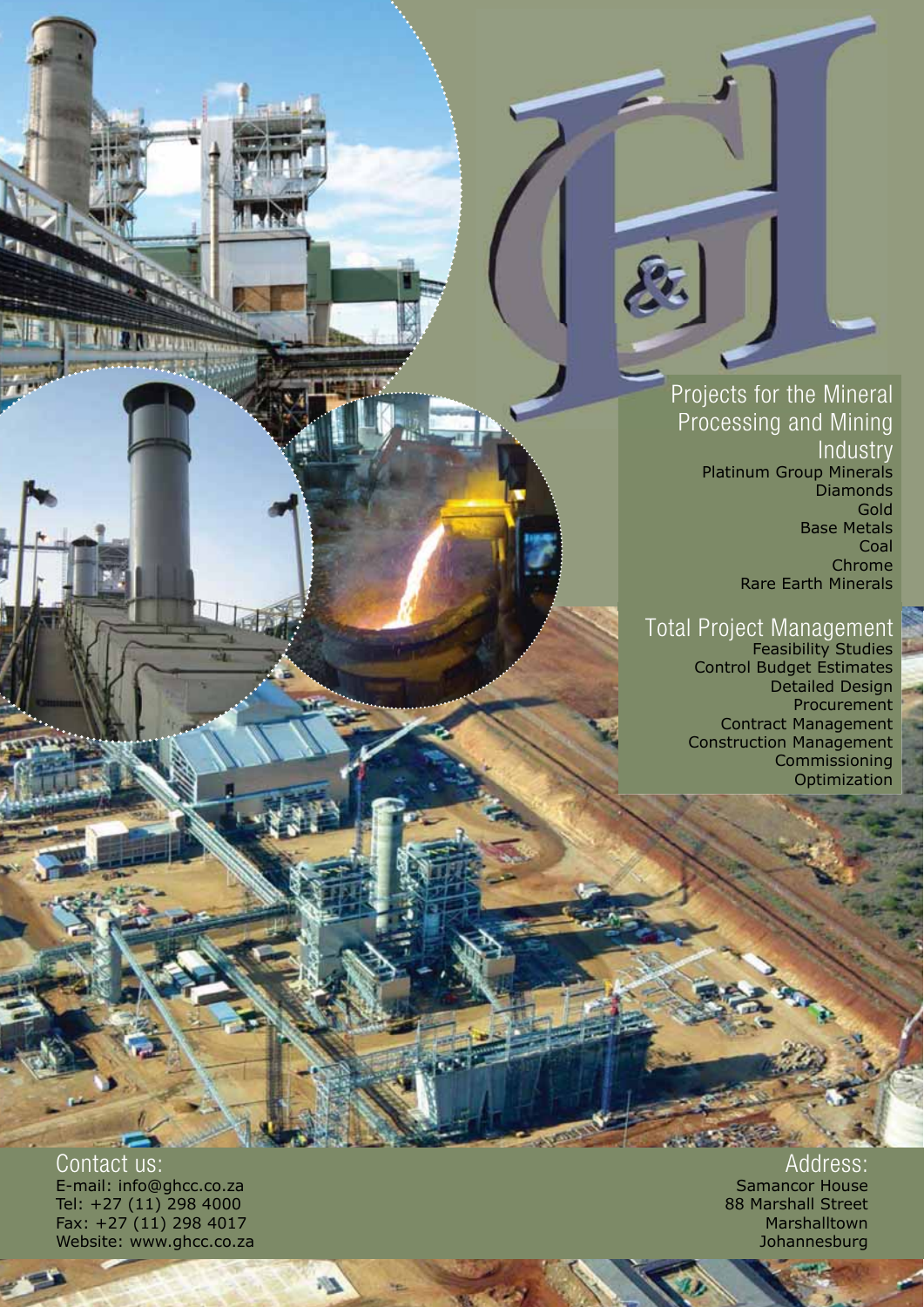## Projects for the Mineral Processing and Mining Industry

Platinum Group Minerals
Diamonds
Gold
Base Metals
Coal
Chrome
Rare Earth Minerals

## Total Project Management

Feasibility Studies
Control Budget Estimates
Detailed Design
Procurement
Contract Management
Construction Management
Commissioning
Optimization

## Contact us:

E-mail: info@ghcc.co.za
Tel: +27 (11) 298 4000
Fax: +27 (11) 298 4017
Website: www.ghcc.co.za

## Address:

Samancor House
88 Marshall Street
Marshalltown
Johannesburg